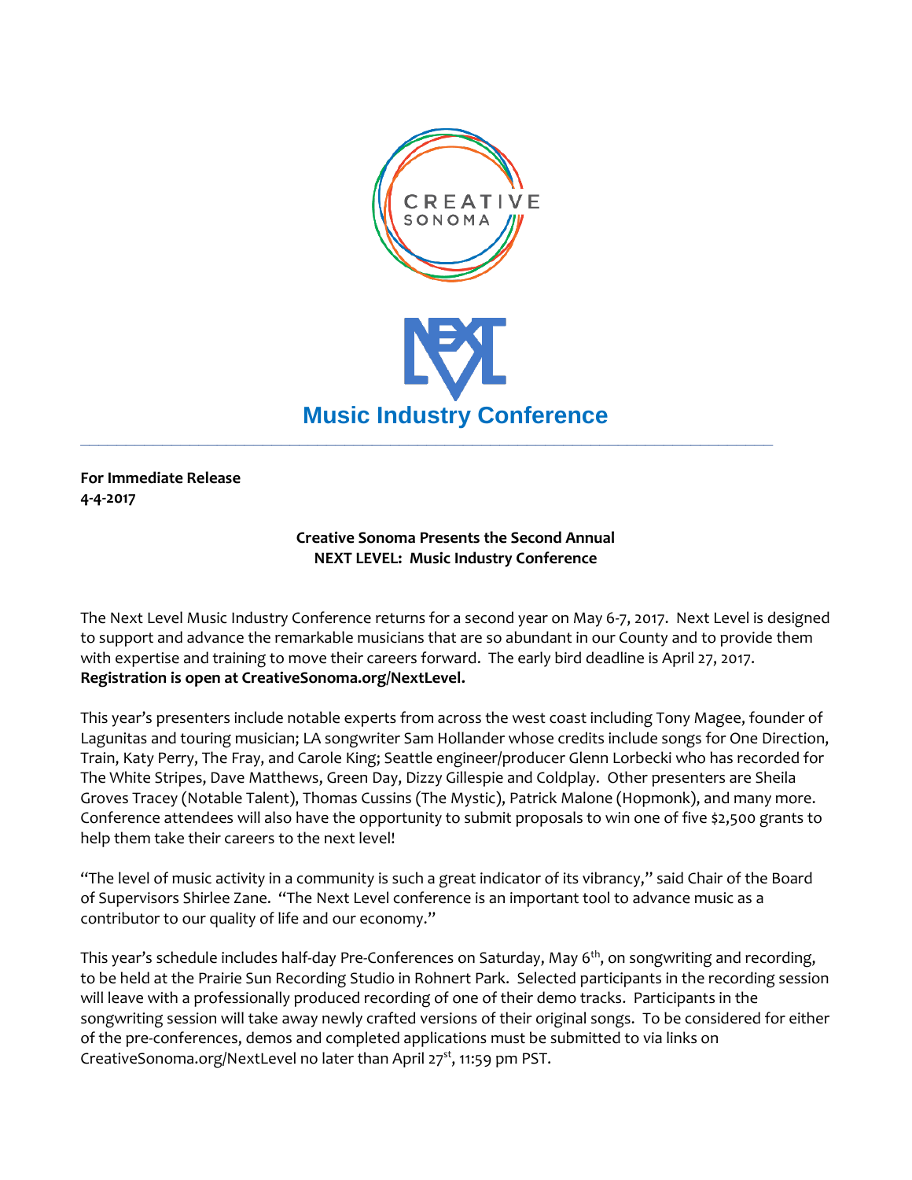CREATIVE SONOMA

NEXT LEVEL

**Music Industry Conference**

---

**For Immediate Release**
**4-4-2017**

**Creative Sonoma Presents the Second Annual**
**NEXT LEVEL: Music Industry Conference**

The Next Level Music Industry Conference returns for a second year on May 6-7, 2017. Next Level is designed to support and advance the remarkable musicians that are so abundant in our County and to provide them with expertise and training to move their careers forward. The early bird deadline is April 27, 2017. **Registration is open at CreativeSonoma.org/NextLevel.**

This year's presenters include notable experts from across the west coast including Tony Magee, founder of Lagunitas and touring musician; LA songwriter Sam Hollander whose credits include songs for One Direction, Train, Katy Perry, The Fray, and Carole King; Seattle engineer/producer Glenn Lorbecki who has recorded for The White Stripes, Dave Matthews, Green Day, Dizzy Gillespie and Coldplay. Other presenters are Sheila Groves Tracey (Notable Talent), Thomas Cussins (The Mystic), Patrick Malone (Hopmonk), and many more. Conference attendees will also have the opportunity to submit proposals to win one of five $2,500 grants to help them take their careers to the next level!

"The level of music activity in a community is such a great indicator of its vibrancy," said Chair of the Board of Supervisors Shirlee Zane. "The Next Level conference is an important tool to advance music as a contributor to our quality of life and our economy."

This year's schedule includes half-day Pre-Conferences on Saturday, May 6th, on songwriting and recording, to be held at the Prairie Sun Recording Studio in Rohnert Park. Selected participants in the recording session will leave with a professionally produced recording of one of their demo tracks. Participants in the songwriting session will take away newly crafted versions of their original songs. To be considered for either of the pre-conferences, demos and completed applications must be submitted to via links on CreativeSonoma.org/NextLevel no later than April 27st, 11:59 pm PST.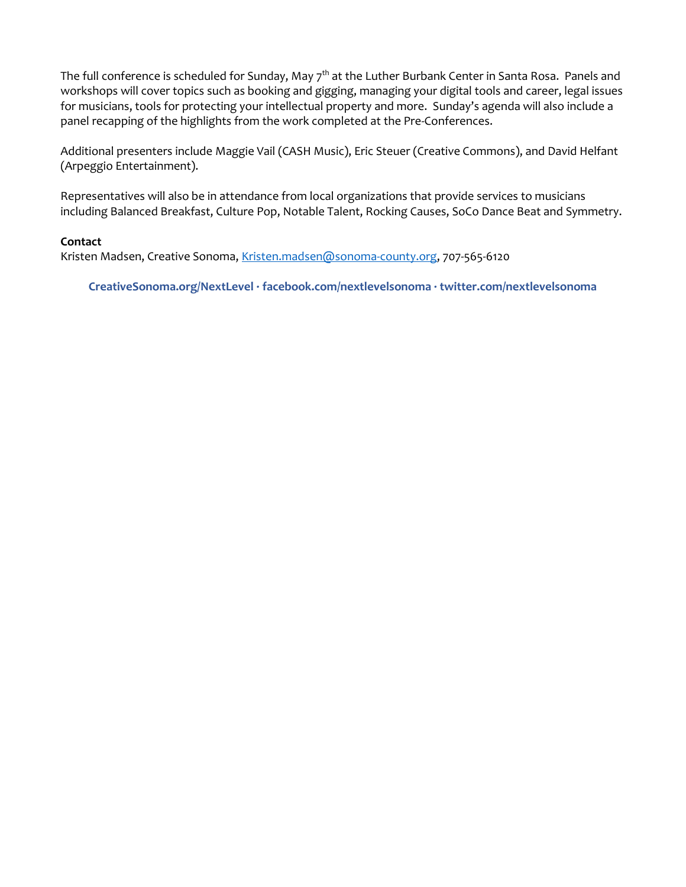The full conference is scheduled for Sunday, May 7th at the Luther Burbank Center in Santa Rosa. Panels and workshops will cover topics such as booking and gigging, managing your digital tools and career, legal issues for musicians, tools for protecting your intellectual property and more. Sunday's agenda will also include a panel recapping of the highlights from the work completed at the Pre-Conferences.

Additional presenters include Maggie Vail (CASH Music), Eric Steuer (Creative Commons), and David Helfant (Arpeggio Entertainment).

Representatives will also be in attendance from local organizations that provide services to musicians including Balanced Breakfast, Culture Pop, Notable Talent, Rocking Causes, SoCo Dance Beat and Symmetry.

**Contact**
Kristen Madsen, Creative Sonoma, Kristen.madsen@sonoma-county.org, 707-565-6120

**CreativeSonoma.org/NextLevel · facebook.com/nextlevelsonoma · twitter.com/nextlevelsonoma**